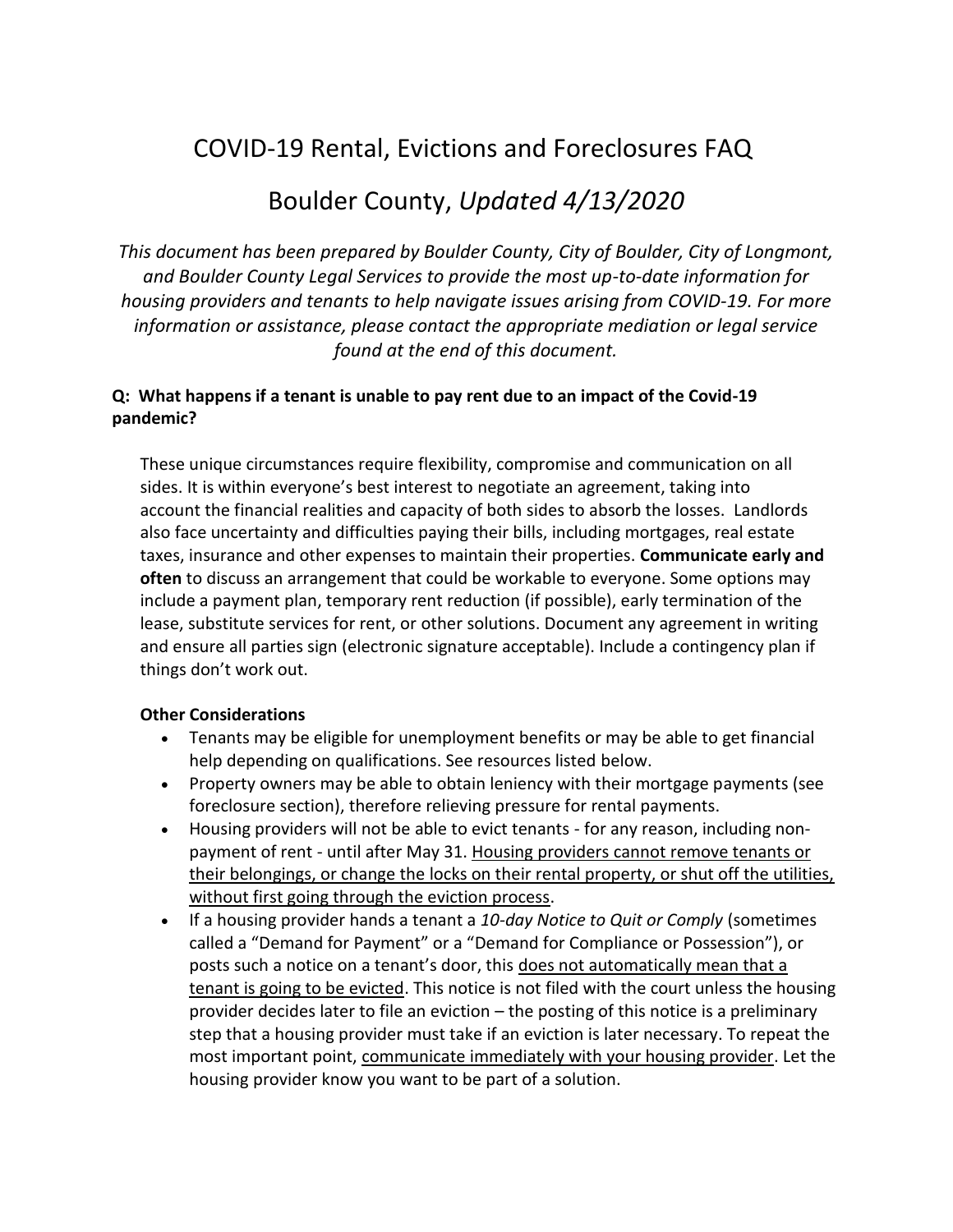# COVID-19 Rental, Evictions and Foreclosures FAQ

## Boulder County, *Updated 4/13/2020*

*This document has been prepared by Boulder County, City of Boulder, City of Longmont, and Boulder County Legal Services to provide the most up-to-date information for housing providers and tenants to help navigate issues arising from COVID-19. For more information or assistance, please contact the appropriate mediation or legal service found at the end of this document.*

**Q: What happens if a tenant is unable to pay rent due to an impact of the Covid-19 pandemic?**

These unique circumstances require flexibility, compromise and communication on all sides. It is within everyone's best interest to negotiate an agreement, taking into account the financial realities and capacity of both sides to absorb the losses. Landlords also face uncertainty and difficulties paying their bills, including mortgages, real estate taxes, insurance and other expenses to maintain their properties. **Communicate early and often** to discuss an arrangement that could be workable to everyone. Some options may include a payment plan, temporary rent reduction (if possible), early termination of the lease, substitute services for rent, or other solutions. Document any agreement in writing and ensure all parties sign (electronic signature acceptable). Include a contingency plan if things don't work out.

**Other Considerations**

- Tenants may be eligible for unemployment benefits or may be able to get financial help depending on qualifications. See resources listed below.
- Property owners may be able to obtain leniency with their mortgage payments (see foreclosure section), therefore relieving pressure for rental payments.
- Housing providers will not be able to evict tenants - for any reason, including non-payment of rent - until after May 31. <u>Housing providers cannot remove tenants or their belongings, or change the locks on their rental property, or shut off the utilities, without first going through the eviction process</u>.
- If a housing provider hands a tenant a *10-day Notice to Quit or Comply* (sometimes called a "Demand for Payment" or a "Demand for Compliance or Possession"), or posts such a notice on a tenant's door, this <u>does not automatically mean that a tenant is going to be evicted</u>. This notice is not filed with the court unless the housing provider decides later to file an eviction – the posting of this notice is a preliminary step that a housing provider must take if an eviction is later necessary. To repeat the most important point, <u>communicate immediately with your housing provider</u>. Let the housing provider know you want to be part of a solution.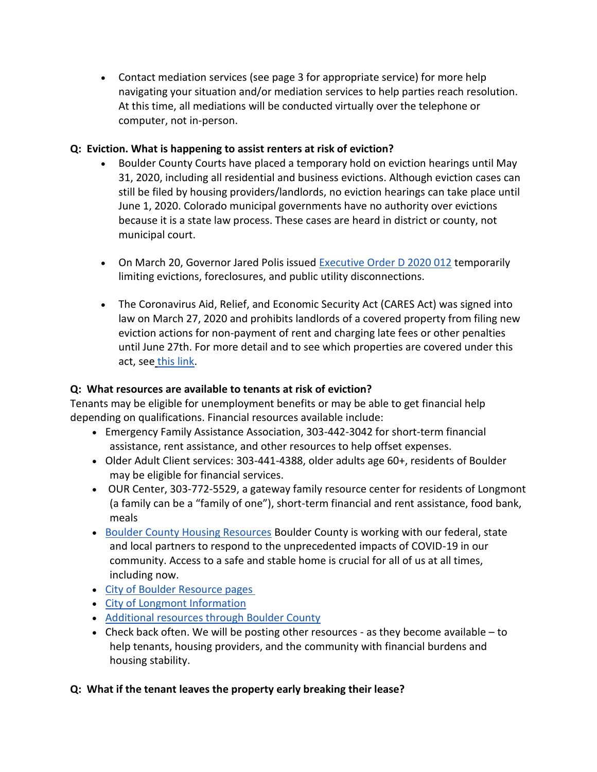- Contact mediation services (see page 3 for appropriate service) for more help navigating your situation and/or mediation services to help parties reach resolution. At this time, all mediations will be conducted virtually over the telephone or computer, not in-person.

**Q: Eviction. What is happening to assist renters at risk of eviction?**

- Boulder County Courts have placed a temporary hold on eviction hearings until May 31, 2020, including all residential and business evictions. Although eviction cases can still be filed by housing providers/landlords, no eviction hearings can take place until June 1, 2020. Colorado municipal governments have no authority over evictions because it is a state law process. These cases are heard in district or county, not municipal court.

- On March 20, Governor Jared Polis issued Executive Order D 2020 012 temporarily limiting evictions, foreclosures, and public utility disconnections.

- The Coronavirus Aid, Relief, and Economic Security Act (CARES Act) was signed into law on March 27, 2020 and prohibits landlords of a covered property from filing new eviction actions for non-payment of rent and charging late fees or other penalties until June 27th. For more detail and to see which properties are covered under this act, see this link.

**Q: What resources are available to tenants at risk of eviction?**

Tenants may be eligible for unemployment benefits or may be able to get financial help depending on qualifications. Financial resources available include:

- Emergency Family Assistance Association, 303-442-3042 for short-term financial assistance, rent assistance, and other resources to help offset expenses.
- Older Adult Client services: 303-441-4388, older adults age 60+, residents of Boulder may be eligible for financial services.
- OUR Center, 303-772-5529, a gateway family resource center for residents of Longmont (a family can be a "family of one"), short-term financial and rent assistance, food bank, meals
- Boulder County Housing Resources Boulder County is working with our federal, state and local partners to respond to the unprecedented impacts of COVID-19 in our community. Access to a safe and stable home is crucial for all of us at all times, including now.
- City of Boulder Resource pages
- City of Longmont Information
- Additional resources through Boulder County
- Check back often. We will be posting other resources - as they become available – to help tenants, housing providers, and the community with financial burdens and housing stability.

**Q: What if the tenant leaves the property early breaking their lease?**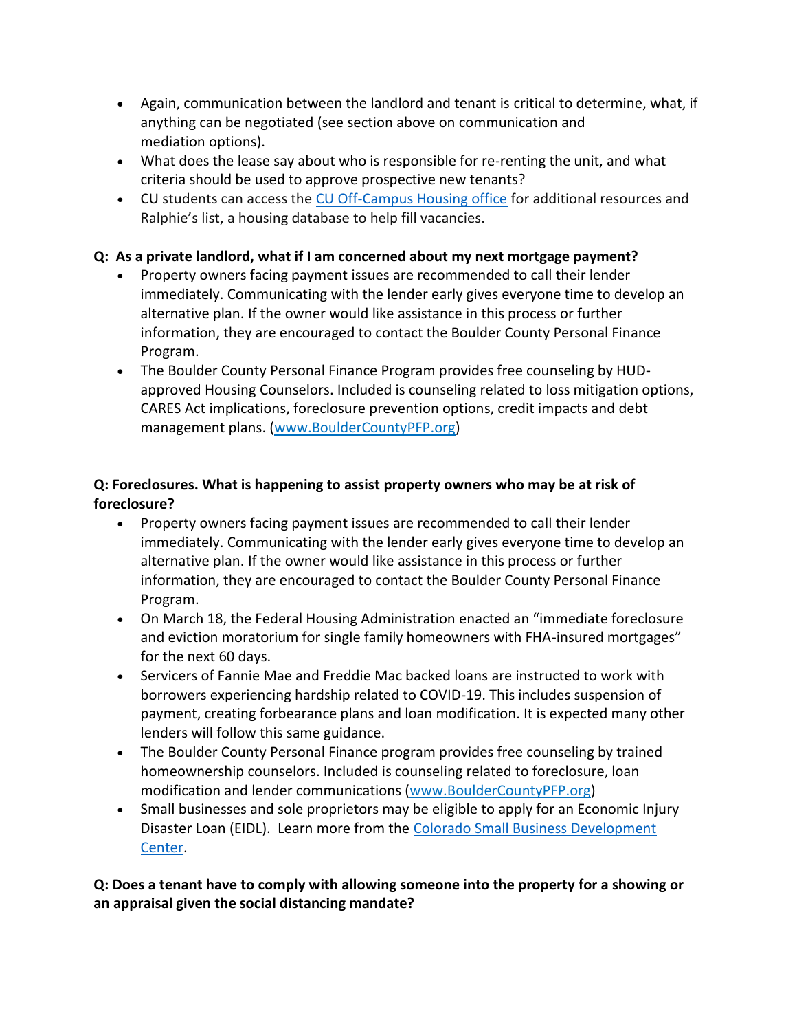- Again, communication between the landlord and tenant is critical to determine, what, if anything can be negotiated (see section above on communication and mediation options).
- What does the lease say about who is responsible for re-renting the unit, and what criteria should be used to approve prospective new tenants?
- CU students can access the [CU Off-Campus Housing office]() for additional resources and Ralphie's list, a housing database to help fill vacancies.

**Q: As a private landlord, what if I am concerned about my next mortgage payment?**

- Property owners facing payment issues are recommended to call their lender immediately. Communicating with the lender early gives everyone time to develop an alternative plan. If the owner would like assistance in this process or further information, they are encouraged to contact the Boulder County Personal Finance Program.
- The Boulder County Personal Finance Program provides free counseling by HUD-approved Housing Counselors. Included is counseling related to loss mitigation options, CARES Act implications, foreclosure prevention options, credit impacts and debt management plans. ([www.BoulderCountyPFP.org](http://www.BoulderCountyPFP.org))

**Q: Foreclosures. What is happening to assist property owners who may be at risk of foreclosure?**

- Property owners facing payment issues are recommended to call their lender immediately. Communicating with the lender early gives everyone time to develop an alternative plan. If the owner would like assistance in this process or further information, they are encouraged to contact the Boulder County Personal Finance Program.
- On March 18, the Federal Housing Administration enacted an "immediate foreclosure and eviction moratorium for single family homeowners with FHA-insured mortgages" for the next 60 days.
- Servicers of Fannie Mae and Freddie Mac backed loans are instructed to work with borrowers experiencing hardship related to COVID-19. This includes suspension of payment, creating forbearance plans and loan modification. It is expected many other lenders will follow this same guidance.
- The Boulder County Personal Finance program provides free counseling by trained homeownership counselors. Included is counseling related to foreclosure, loan modification and lender communications ([www.BoulderCountyPFP.org](http://www.BoulderCountyPFP.org))
- Small businesses and sole proprietors may be eligible to apply for an Economic Injury Disaster Loan (EIDL). Learn more from the [Colorado Small Business Development Center]().

**Q: Does a tenant have to comply with allowing someone into the property for a showing or an appraisal given the social distancing mandate?**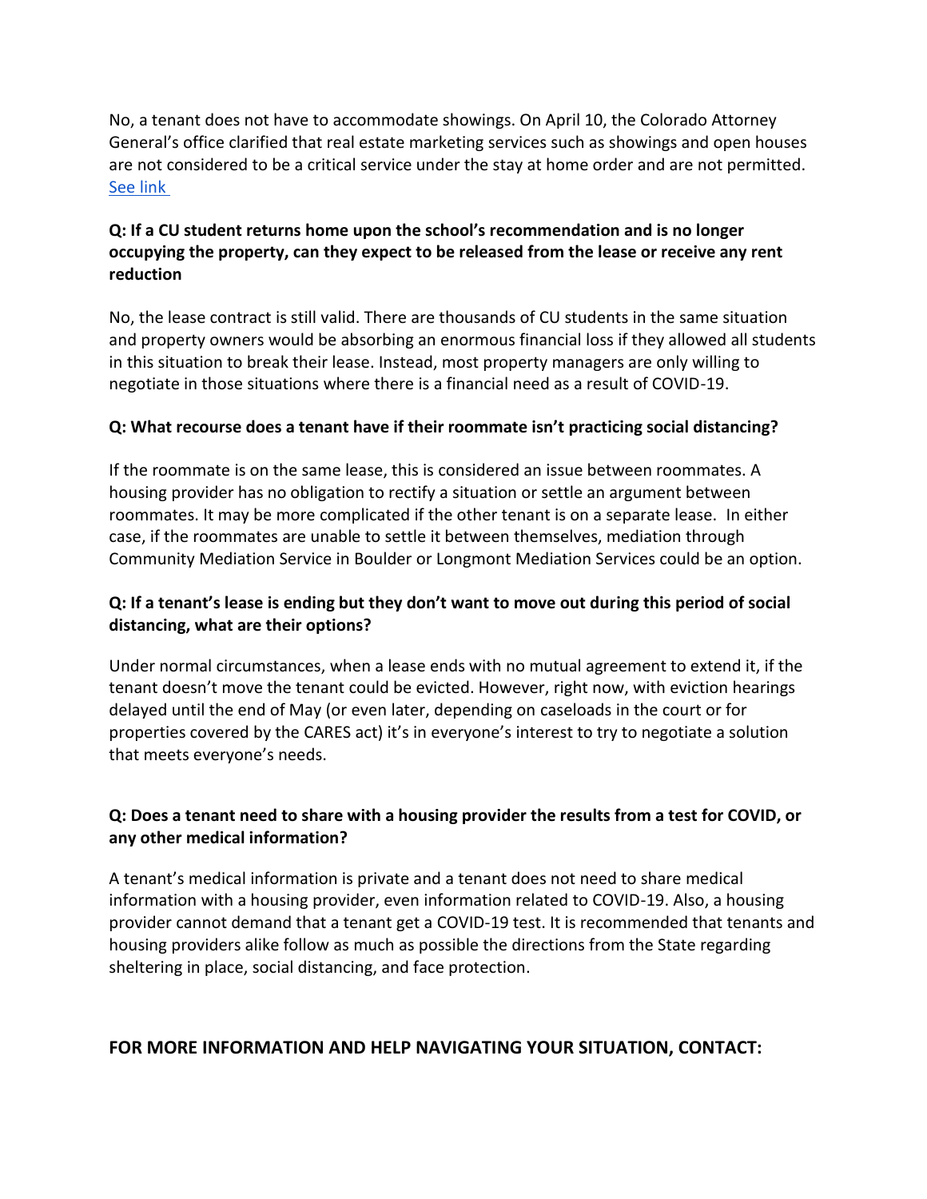No, a tenant does not have to accommodate showings. On April 10, the Colorado Attorney General's office clarified that real estate marketing services such as showings and open houses are not considered to be a critical service under the stay at home order and are not permitted. [See link](#)

**Q: If a CU student returns home upon the school's recommendation and is no longer occupying the property, can they expect to be released from the lease or receive any rent reduction**

No, the lease contract is still valid. There are thousands of CU students in the same situation and property owners would be absorbing an enormous financial loss if they allowed all students in this situation to break their lease. Instead, most property managers are only willing to negotiate in those situations where there is a financial need as a result of COVID-19.

**Q: What recourse does a tenant have if their roommate isn't practicing social distancing?**

If the roommate is on the same lease, this is considered an issue between roommates. A housing provider has no obligation to rectify a situation or settle an argument between roommates. It may be more complicated if the other tenant is on a separate lease. In either case, if the roommates are unable to settle it between themselves, mediation through Community Mediation Service in Boulder or Longmont Mediation Services could be an option.

**Q: If a tenant's lease is ending but they don't want to move out during this period of social distancing, what are their options?**

Under normal circumstances, when a lease ends with no mutual agreement to extend it, if the tenant doesn't move the tenant could be evicted. However, right now, with eviction hearings delayed until the end of May (or even later, depending on caseloads in the court or for properties covered by the CARES act) it's in everyone's interest to try to negotiate a solution that meets everyone's needs.

**Q: Does a tenant need to share with a housing provider the results from a test for COVID, or any other medical information?**

A tenant's medical information is private and a tenant does not need to share medical information with a housing provider, even information related to COVID-19. Also, a housing provider cannot demand that a tenant get a COVID-19 test. It is recommended that tenants and housing providers alike follow as much as possible the directions from the State regarding sheltering in place, social distancing, and face protection.

**FOR MORE INFORMATION AND HELP NAVIGATING YOUR SITUATION, CONTACT:**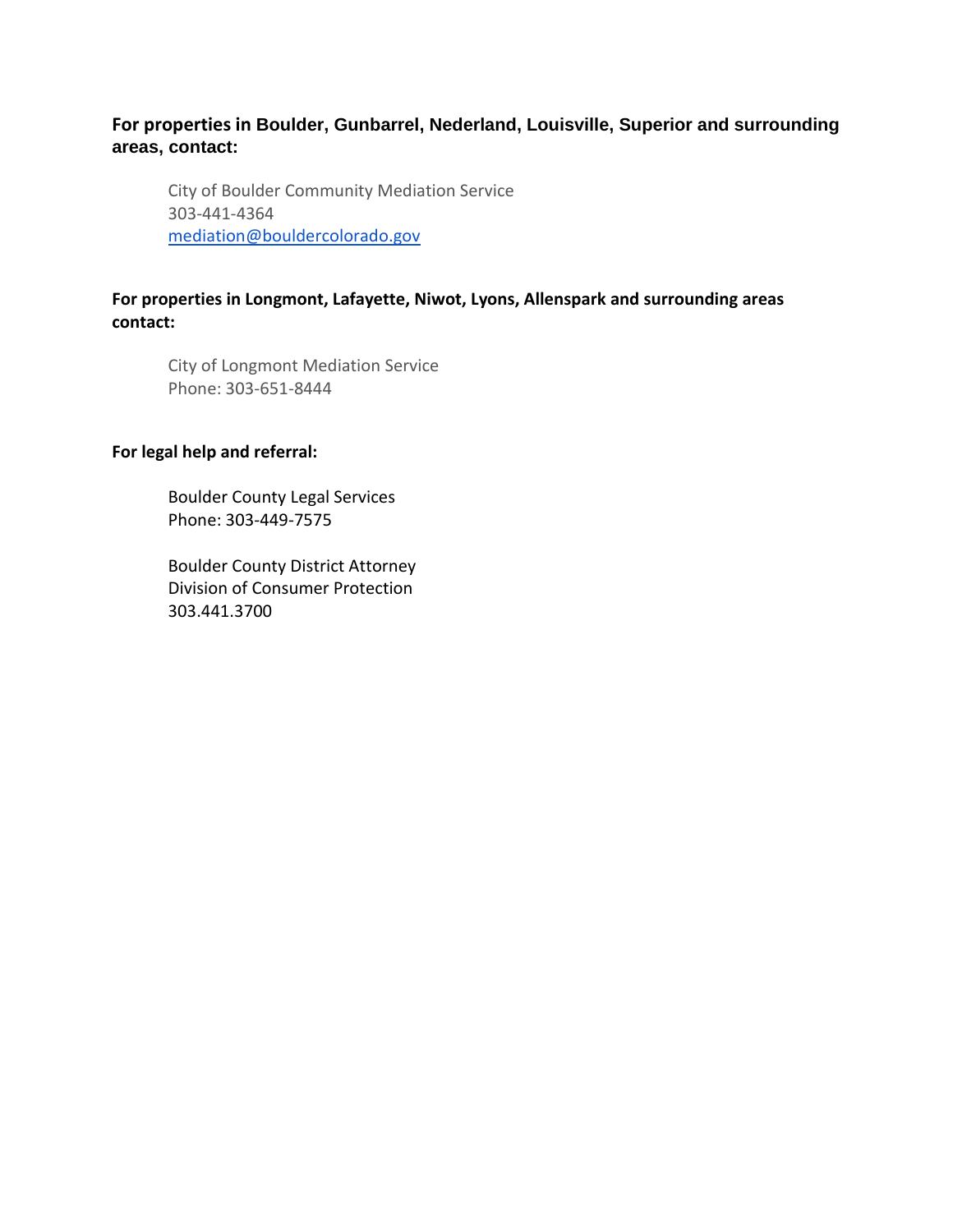**For properties in Boulder, Gunbarrel, Nederland, Louisville, Superior and surrounding areas, contact:**

City of Boulder Community Mediation Service
303-441-4364
mediation@bouldercolorado.gov

**For properties in Longmont, Lafayette, Niwot, Lyons, Allenspark and surrounding areas contact:**

City of Longmont Mediation Service
Phone: 303-651-8444

**For legal help and referral:**

Boulder County Legal Services
Phone: 303-449-7575

Boulder County District Attorney
Division of Consumer Protection
303.441.3700